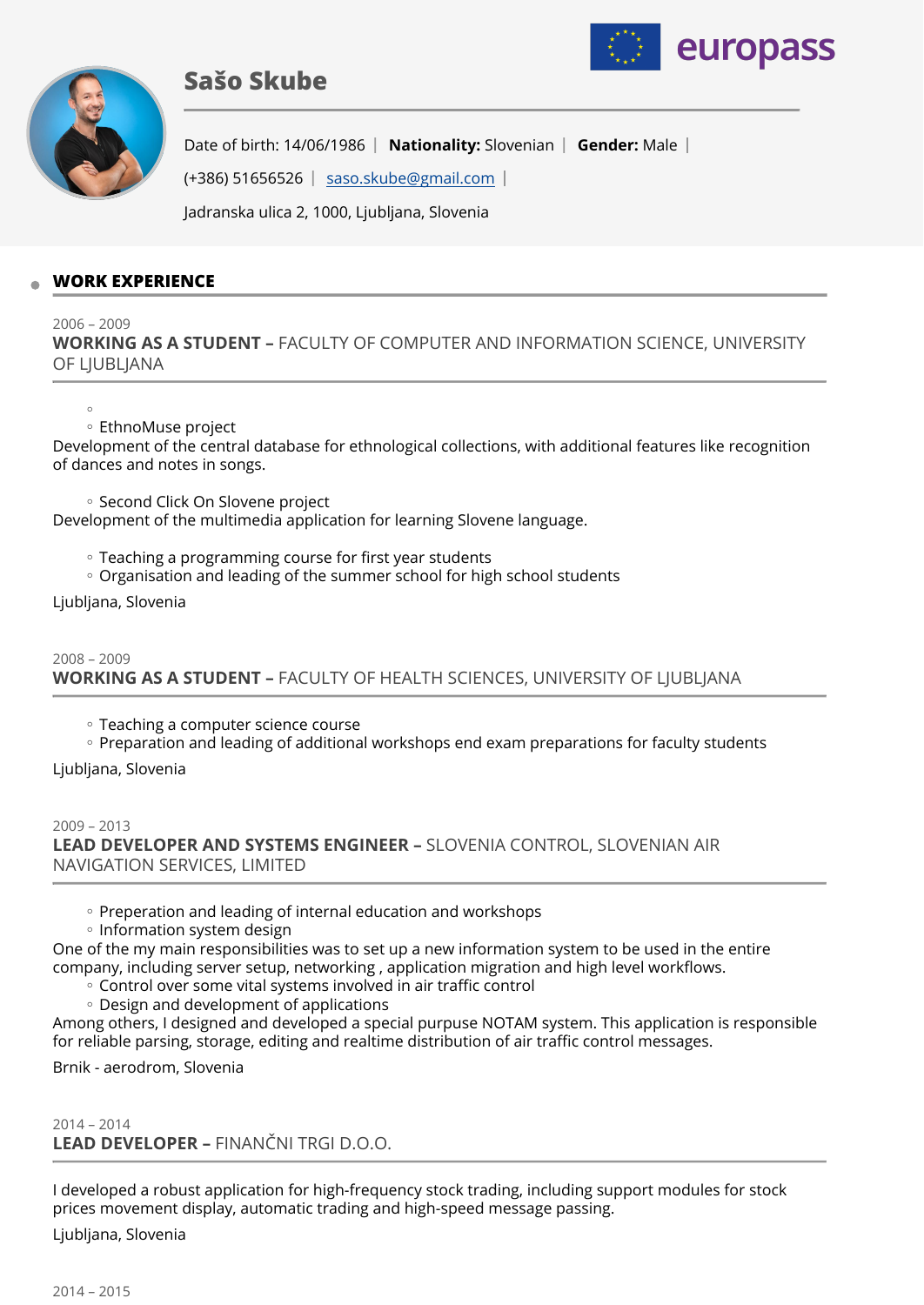# Sašo Skube

Date of birth: 14/06/1986 | **Nationality:** Slovenian | **Gender:** Male |

(+386) 51656526 | saso.skube@gmail.com |

Jadranska ulica 2, 1000, Ljubljana, Slovenia

## WORK EXPERIENCE

2006 – 2009

### WORKING AS A STUDENT – FACULTY OF COMPUTER AND INFORMATION SCIENCE, UNIVERSITY OF LJUBLJANA

- EthnoMuse project

Development of the central database for ethnological collections, with additional features like recognition of dances and notes in songs.

- Second Click On Slovene project

Development of the multimedia application for learning Slovene language.

- Teaching a programming course for first year students
- Organisation and leading of the summer school for high school students

Ljubljana, Slovenia

2008 – 2009

### WORKING AS A STUDENT – FACULTY OF HEALTH SCIENCES, UNIVERSITY OF LJUBLJANA

- Teaching a computer science course
- Preparation and leading of additional workshops end exam preparations for faculty students

Ljubljana, Slovenia

2009 – 2013

### LEAD DEVELOPER AND SYSTEMS ENGINEER – SLOVENIA CONTROL, SLOVENIAN AIR NAVIGATION SERVICES, LIMITED

- Preperation and leading of internal education and workshops
- Information system design

One of the my main responsibilities was to set up a new information system to be used in the entire company, including server setup, networking , application migration and high level workflows.

- Control over some vital systems involved in air traffic control
- Design and development of applications

Among others, I designed and developed a special purpuse NOTAM system. This application is responsible for reliable parsing, storage, editing and realtime distribution of air traffic control messages.

Brnik - aerodrom, Slovenia

2014 – 2014

### LEAD DEVELOPER – FINANČNI TRGI D.O.O.

I developed a robust application for high-frequency stock trading, including support modules for stock prices movement display, automatic trading and high-speed message passing.

Ljubljana, Slovenia

2014 – 2015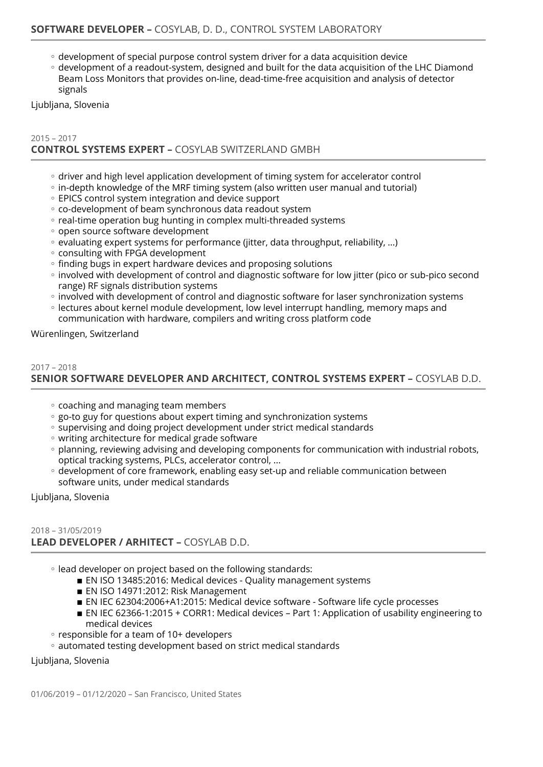### **SOFTWARE DEVELOPER –** COSYLAB, D. D., CONTROL SYSTEM LABORATORY

- development of special purpose control system driver for a data acquisition device
- development of a readout-system, designed and built for the data acquisition of the LHC Diamond Beam Loss Monitors that provides on-line, dead-time-free acquisition and analysis of detector signals

Ljubljana, Slovenia

2015 – 2017

### **CONTROL SYSTEMS EXPERT –** COSYLAB SWITZERLAND GMBH

- driver and high level application development of timing system for accelerator control
- in-depth knowledge of the MRF timing system (also written user manual and tutorial)
- EPICS control system integration and device support
- co-development of beam synchronous data readout system
- real-time operation bug hunting in complex multi-threaded systems
- open source software development
- evaluating expert systems for performance (jitter, data throughput, reliability, ...)
- consulting with FPGA development
- finding bugs in expert hardware devices and proposing solutions
- involved with development of control and diagnostic software for low jitter (pico or sub-pico second range) RF signals distribution systems
- involved with development of control and diagnostic software for laser synchronization systems
- lectures about kernel module development, low level interrupt handling, memory maps and communication with hardware, compilers and writing cross platform code

Würenlingen, Switzerland

2017 – 2018

### **SENIOR SOFTWARE DEVELOPER AND ARCHITECT, CONTROL SYSTEMS EXPERT –** COSYLAB D.D.

- coaching and managing team members
- go-to guy for questions about expert timing and synchronization systems
- supervising and doing project development under strict medical standards
- writing architecture for medical grade software
- planning, reviewing advising and developing components for communication with industrial robots, optical tracking systems, PLCs, accelerator control, ...
- development of core framework, enabling easy set-up and reliable communication between software units, under medical standards

Ljubljana, Slovenia

2018 – 31/05/2019

### **LEAD DEVELOPER / ARHITECT –** COSYLAB D.D.

- lead developer on project based on the following standards:
  - EN ISO 13485:2016: Medical devices - Quality management systems
  - EN ISO 14971:2012: Risk Management
  - EN IEC 62304:2006+A1:2015: Medical device software - Software life cycle processes
  - EN IEC 62366-1:2015 + CORR1: Medical devices – Part 1: Application of usability engineering to medical devices
- responsible for a team of 10+ developers
- automated testing development based on strict medical standards

Ljubljana, Slovenia

01/06/2019 – 01/12/2020 – San Francisco, United States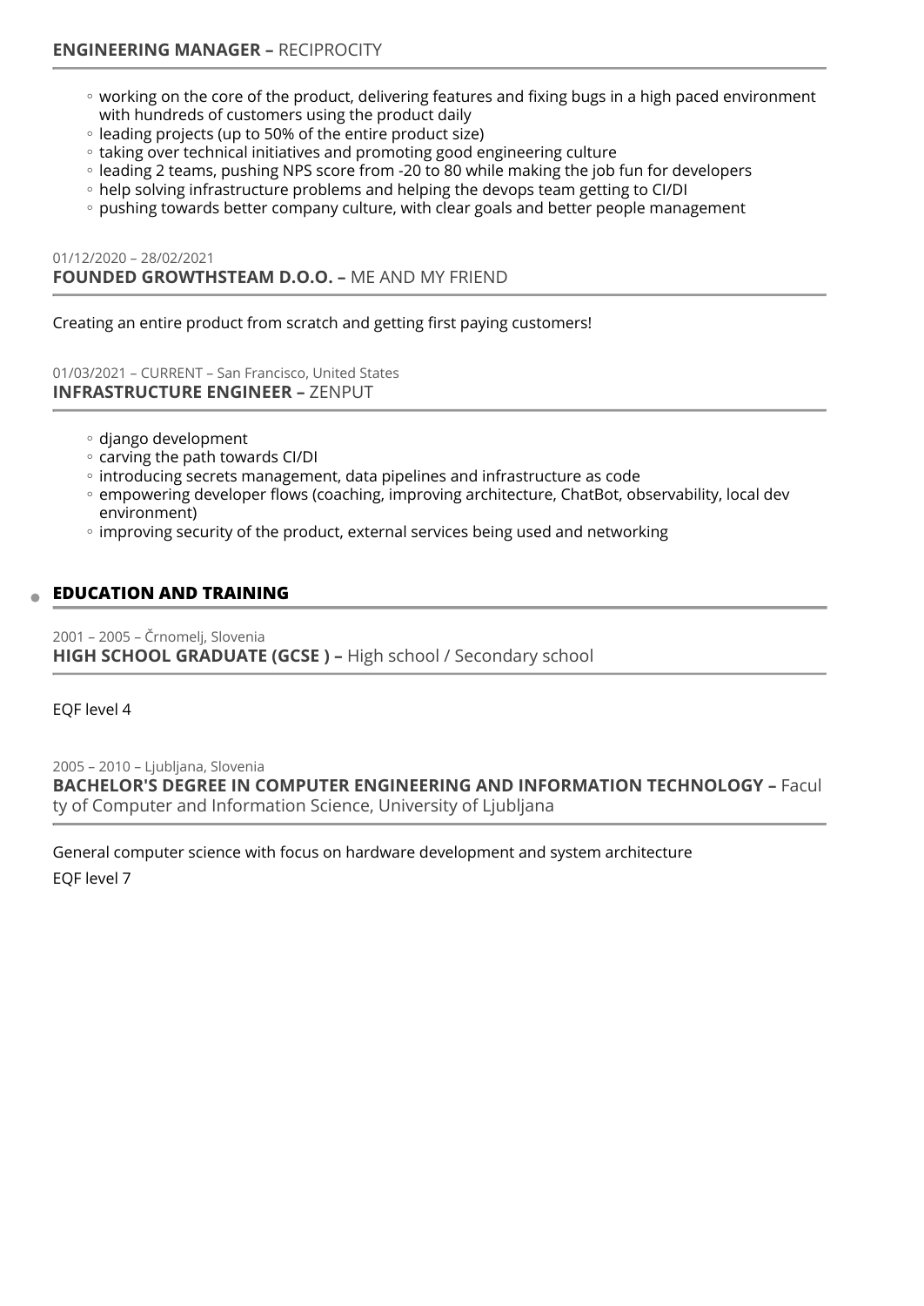**ENGINEERING MANAGER –** RECIPROCITY

- working on the core of the product, delivering features and fixing bugs in a high paced environment with hundreds of customers using the product daily
- leading projects (up to 50% of the entire product size)
- taking over technical initiatives and promoting good engineering culture
- leading 2 teams, pushing NPS score from -20 to 80 while making the job fun for developers
- help solving infrastructure problems and helping the devops team getting to CI/DI
- pushing towards better company culture, with clear goals and better people management

01/12/2020 – 28/02/2021
**FOUNDED GROWTHSTEAM D.O.O. –** ME AND MY FRIEND

Creating an entire product from scratch and getting first paying customers!

01/03/2021 – CURRENT – San Francisco, United States
**INFRASTRUCTURE ENGINEER –** ZENPUT

- django development
- carving the path towards CI/DI
- introducing secrets management, data pipelines and infrastructure as code
- empowering developer flows (coaching, improving architecture, ChatBot, observability, local dev environment)
- improving security of the product, external services being used and networking

## EDUCATION AND TRAINING

2001 – 2005 – Črnomelj, Slovenia
**HIGH SCHOOL GRADUATE (GCSE ) –** High school / Secondary school

EQF level 4

2005 – 2010 – Ljubljana, Slovenia
**BACHELOR'S DEGREE IN COMPUTER ENGINEERING AND INFORMATION TECHNOLOGY –** Faculty of Computer and Information Science, University of Ljubljana

General computer science with focus on hardware development and system architecture

EQF level 7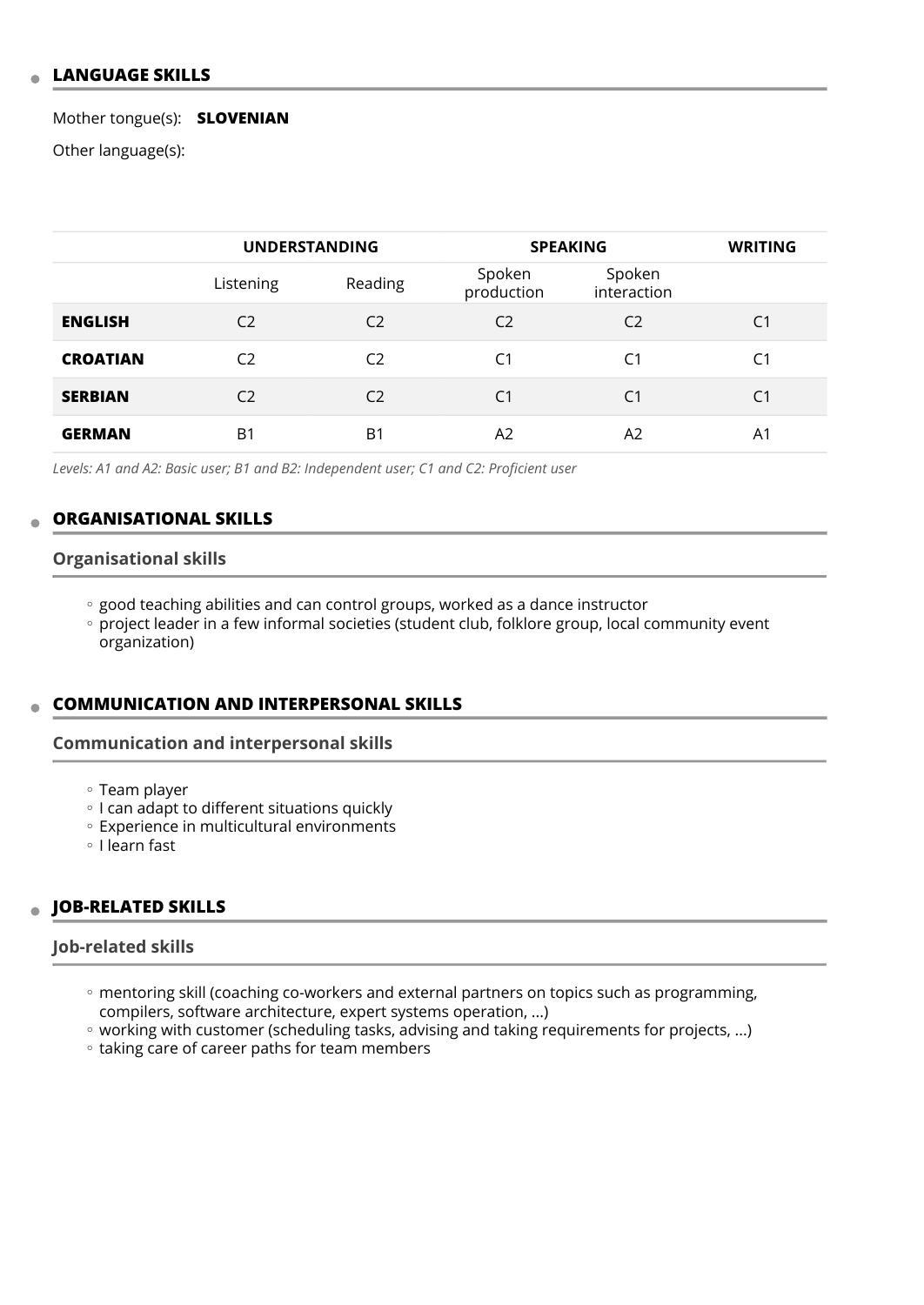## LANGUAGE SKILLS

Mother tongue(s): **SLOVENIAN**

Other language(s):

| | UNDERSTANDING | | SPEAKING | | WRITING |
|---|---|---|---|---|---|
| | Listening | Reading | Spoken production | Spoken interaction | |
| **ENGLISH** | C2 | C2 | C2 | C2 | C1 |
| **CROATIAN** | C2 | C2 | C1 | C1 | C1 |
| **SERBIAN** | C2 | C2 | C1 | C1 | C1 |
| **GERMAN** | B1 | B1 | A2 | A2 | A1 |

*Levels: A1 and A2: Basic user; B1 and B2: Independent user; C1 and C2: Proficient user*

## ORGANISATIONAL SKILLS

### Organisational skills

- good teaching abilities and can control groups, worked as a dance instructor
- project leader in a few informal societies (student club, folklore group, local community event organization)

## COMMUNICATION AND INTERPERSONAL SKILLS

### Communication and interpersonal skills

- Team player
- I can adapt to different situations quickly
- Experience in multicultural environments
- I learn fast

## JOB-RELATED SKILLS

### Job-related skills

- mentoring skill (coaching co-workers and external partners on topics such as programming, compilers, software architecture, expert systems operation, ...)
- working with customer (scheduling tasks, advising and taking requirements for projects, ...)
- taking care of career paths for team members